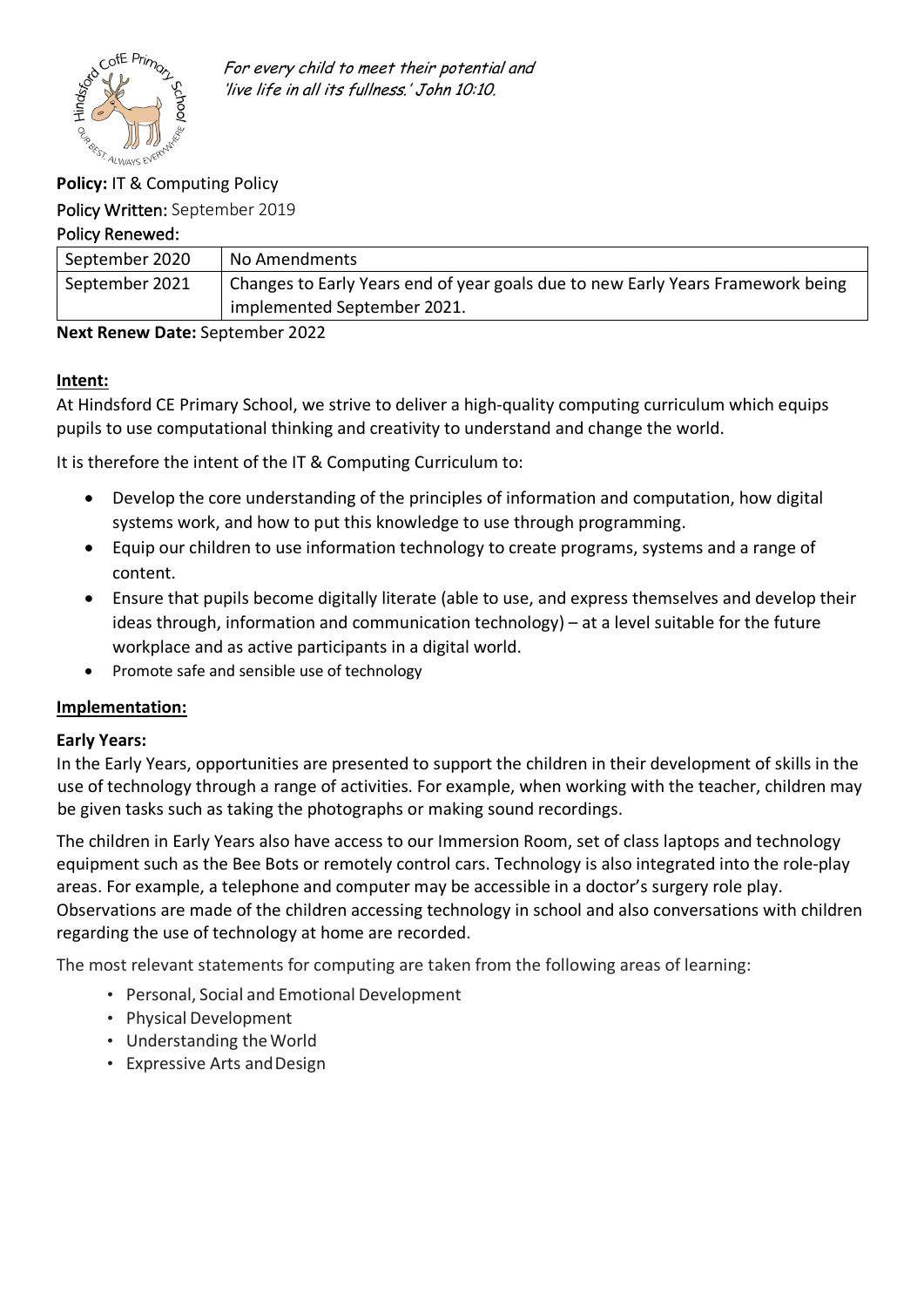*For every child to meet their potential and 'live life in all its fullness.' John 10:10.*

**Policy:** IT & Computing Policy

Policy Written: September 2019

Policy Renewed:

| September 2020 | No Amendments |
| --- | --- |
| September 2021 | Changes to Early Years end of year goals due to new Early Years Framework being implemented September 2021. |

**Next Renew Date:** September 2022

## Intent:

At Hindsford CE Primary School, we strive to deliver a high-quality computing curriculum which equips pupils to use computational thinking and creativity to understand and change the world.

It is therefore the intent of the IT & Computing Curriculum to:

- Develop the core understanding of the principles of information and computation, how digital systems work, and how to put this knowledge to use through programming.
- Equip our children to use information technology to create programs, systems and a range of content.
- Ensure that pupils become digitally literate (able to use, and express themselves and develop their ideas through, information and communication technology) – at a level suitable for the future workplace and as active participants in a digital world.
- Promote safe and sensible use of technology

## Implementation:

### Early Years:

In the Early Years, opportunities are presented to support the children in their development of skills in the use of technology through a range of activities. For example, when working with the teacher, children may be given tasks such as taking the photographs or making sound recordings.

The children in Early Years also have access to our Immersion Room, set of class laptops and technology equipment such as the Bee Bots or remotely control cars. Technology is also integrated into the role-play areas. For example, a telephone and computer may be accessible in a doctor's surgery role play. Observations are made of the children accessing technology in school and also conversations with children regarding the use of technology at home are recorded.

The most relevant statements for computing are taken from the following areas of learning:

- Personal, Social and Emotional Development
- Physical Development
- Understanding the World
- Expressive Arts and Design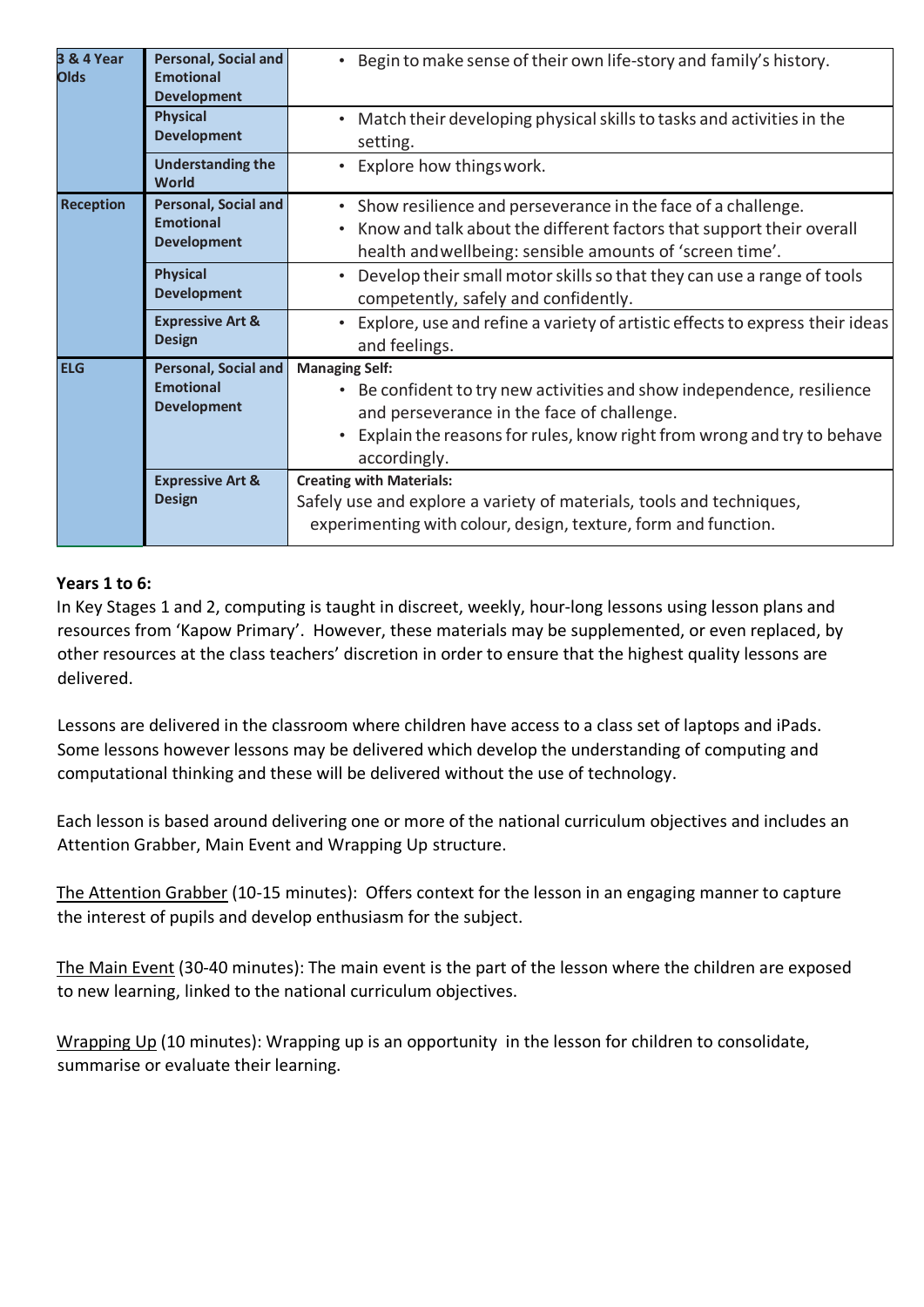| 3 & 4 Year Olds | Personal, Social and Emotional Development | • Begin to make sense of their own life-story and family's history. |
|---|---|---|
| | Physical Development | • Match their developing physical skills to tasks and activities in the setting. |
| | Understanding the World | • Explore how things work. |
| Reception | Personal, Social and Emotional Development | • Show resilience and perseverance in the face of a challenge.<br>• Know and talk about the different factors that support their overall health and wellbeing: sensible amounts of 'screen time'. |
| | Physical Development | • Develop their small motor skills so that they can use a range of tools competently, safely and confidently. |
| | Expressive Art & Design | • Explore, use and refine a variety of artistic effects to express their ideas and feelings. |
| ELG | Personal, Social and Emotional Development | **Managing Self:**<br>• Be confident to try new activities and show independence, resilience and perseverance in the face of challenge.<br>• Explain the reasons for rules, know right from wrong and try to behave accordingly. |
| | Expressive Art & Design | **Creating with Materials:**<br>Safely use and explore a variety of materials, tools and techniques, experimenting with colour, design, texture, form and function. |

**Years 1 to 6:**

In Key Stages 1 and 2, computing is taught in discreet, weekly, hour-long lessons using lesson plans and resources from 'Kapow Primary'. However, these materials may be supplemented, or even replaced, by other resources at the class teachers' discretion in order to ensure that the highest quality lessons are delivered.

Lessons are delivered in the classroom where children have access to a class set of laptops and iPads. Some lessons however lessons may be delivered which develop the understanding of computing and computational thinking and these will be delivered without the use of technology.

Each lesson is based around delivering one or more of the national curriculum objectives and includes an Attention Grabber, Main Event and Wrapping Up structure.

<u>The Attention Grabber</u> (10-15 minutes): Offers context for the lesson in an engaging manner to capture the interest of pupils and develop enthusiasm for the subject.

<u>The Main Event</u> (30-40 minutes): The main event is the part of the lesson where the children are exposed to new learning, linked to the national curriculum objectives.

<u>Wrapping Up</u> (10 minutes): Wrapping up is an opportunity in the lesson for children to consolidate, summarise or evaluate their learning.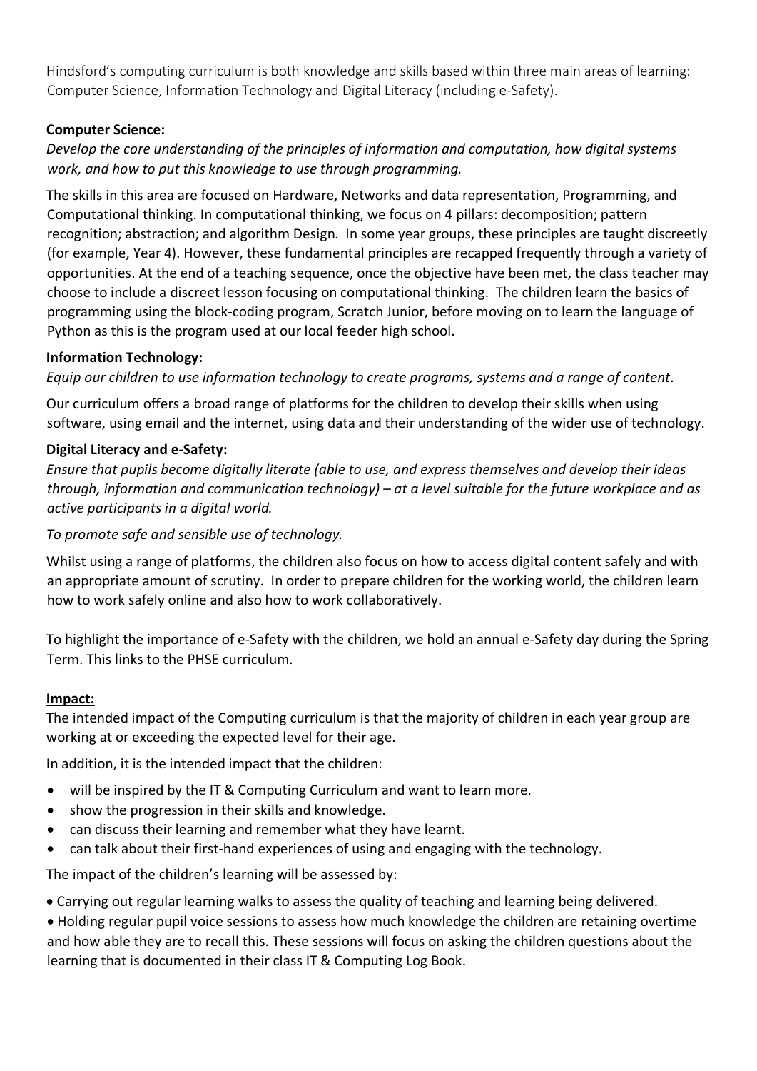Hindsford's computing curriculum is both knowledge and skills based within three main areas of learning: Computer Science, Information Technology and Digital Literacy (including e-Safety).

**Computer Science:**

*Develop the core understanding of the principles of information and computation, how digital systems work, and how to put this knowledge to use through programming.*

The skills in this area are focused on Hardware, Networks and data representation, Programming, and Computational thinking. In computational thinking, we focus on 4 pillars: decomposition; pattern recognition; abstraction; and algorithm Design. In some year groups, these principles are taught discreetly (for example, Year 4). However, these fundamental principles are recapped frequently through a variety of opportunities. At the end of a teaching sequence, once the objective have been met, the class teacher may choose to include a discreet lesson focusing on computational thinking. The children learn the basics of programming using the block-coding program, Scratch Junior, before moving on to learn the language of Python as this is the program used at our local feeder high school.

**Information Technology:**

*Equip our children to use information technology to create programs, systems and a range of content*.

Our curriculum offers a broad range of platforms for the children to develop their skills when using software, using email and the internet, using data and their understanding of the wider use of technology.

**Digital Literacy and e-Safety:**

*Ensure that pupils become digitally literate (able to use, and express themselves and develop their ideas through, information and communication technology) – at a level suitable for the future workplace and as active participants in a digital world.*

*To promote safe and sensible use of technology.*

Whilst using a range of platforms, the children also focus on how to access digital content safely and with an appropriate amount of scrutiny. In order to prepare children for the working world, the children learn how to work safely online and also how to work collaboratively.

To highlight the importance of e-Safety with the children, we hold an annual e-Safety day during the Spring Term. This links to the PHSE curriculum.

**Impact:**

The intended impact of the Computing curriculum is that the majority of children in each year group are working at or exceeding the expected level for their age.

In addition, it is the intended impact that the children:

- will be inspired by the IT & Computing Curriculum and want to learn more.
- show the progression in their skills and knowledge.
- can discuss their learning and remember what they have learnt.
- can talk about their first-hand experiences of using and engaging with the technology.

The impact of the children's learning will be assessed by:

- Carrying out regular learning walks to assess the quality of teaching and learning being delivered.
- Holding regular pupil voice sessions to assess how much knowledge the children are retaining overtime and how able they are to recall this. These sessions will focus on asking the children questions about the learning that is documented in their class IT & Computing Log Book.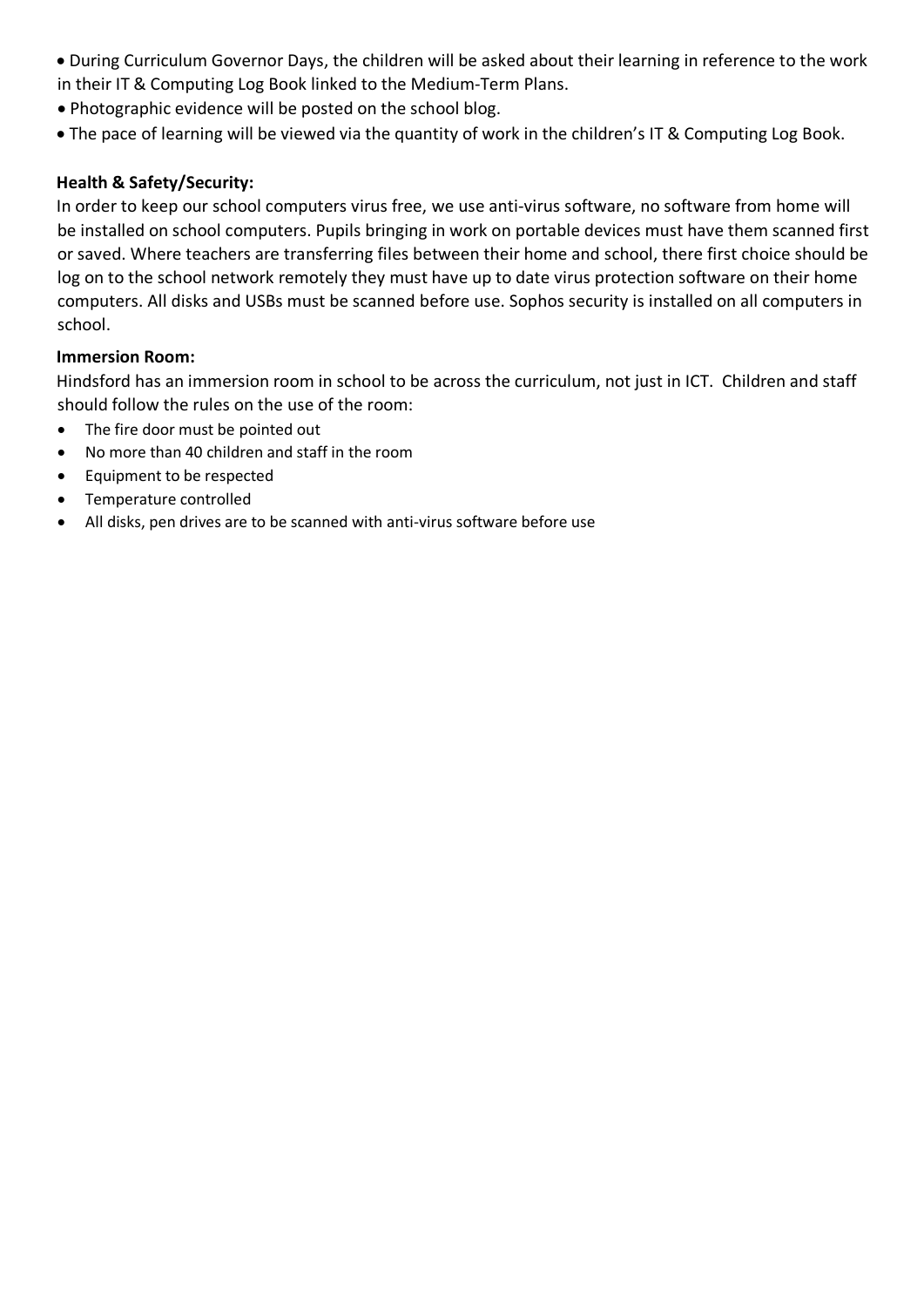- During Curriculum Governor Days, the children will be asked about their learning in reference to the work in their IT & Computing Log Book linked to the Medium-Term Plans.
- Photographic evidence will be posted on the school blog.
- The pace of learning will be viewed via the quantity of work in the children's IT & Computing Log Book.

**Health & Safety/Security:**

In order to keep our school computers virus free, we use anti-virus software, no software from home will be installed on school computers. Pupils bringing in work on portable devices must have them scanned first or saved. Where teachers are transferring files between their home and school, there first choice should be log on to the school network remotely they must have up to date virus protection software on their home computers. All disks and USBs must be scanned before use. Sophos security is installed on all computers in school.

**Immersion Room:**

Hindsford has an immersion room in school to be across the curriculum, not just in ICT. Children and staff should follow the rules on the use of the room:

- The fire door must be pointed out
- No more than 40 children and staff in the room
- Equipment to be respected
- Temperature controlled
- All disks, pen drives are to be scanned with anti-virus software before use